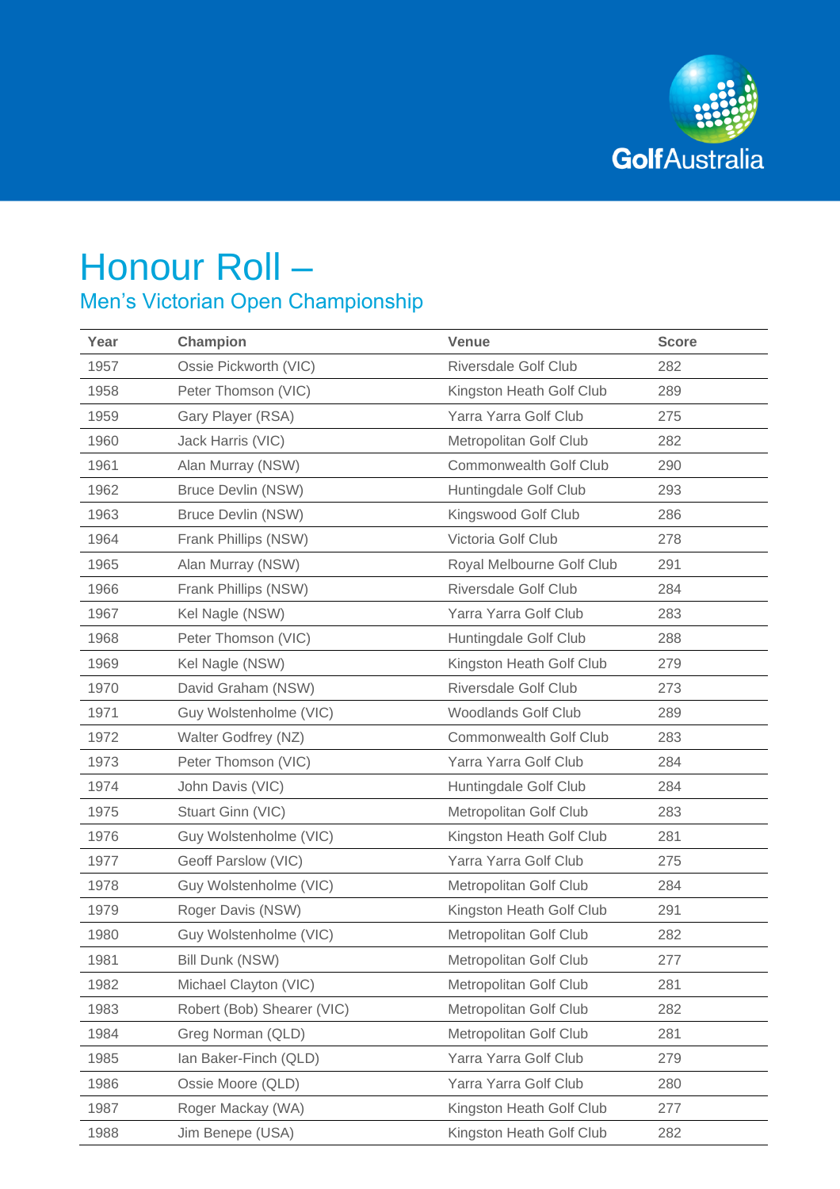# Honour Roll –

## Men's Victorian Open Championship

| Year | Champion | Venue | Score |
|---|---|---|---|
| 1957 | Ossie Pickworth (VIC) | Riversdale Golf Club | 282 |
| 1958 | Peter Thomson (VIC) | Kingston Heath Golf Club | 289 |
| 1959 | Gary Player (RSA) | Yarra Yarra Golf Club | 275 |
| 1960 | Jack Harris (VIC) | Metropolitan Golf Club | 282 |
| 1961 | Alan Murray (NSW) | Commonwealth Golf Club | 290 |
| 1962 | Bruce Devlin (NSW) | Huntingdale Golf Club | 293 |
| 1963 | Bruce Devlin (NSW) | Kingswood Golf Club | 286 |
| 1964 | Frank Phillips (NSW) | Victoria Golf Club | 278 |
| 1965 | Alan Murray (NSW) | Royal Melbourne Golf Club | 291 |
| 1966 | Frank Phillips (NSW) | Riversdale Golf Club | 284 |
| 1967 | Kel Nagle (NSW) | Yarra Yarra Golf Club | 283 |
| 1968 | Peter Thomson (VIC) | Huntingdale Golf Club | 288 |
| 1969 | Kel Nagle (NSW) | Kingston Heath Golf Club | 279 |
| 1970 | David Graham (NSW) | Riversdale Golf Club | 273 |
| 1971 | Guy Wolstenholme (VIC) | Woodlands Golf Club | 289 |
| 1972 | Walter Godfrey (NZ) | Commonwealth Golf Club | 283 |
| 1973 | Peter Thomson (VIC) | Yarra Yarra Golf Club | 284 |
| 1974 | John Davis (VIC) | Huntingdale Golf Club | 284 |
| 1975 | Stuart Ginn (VIC) | Metropolitan Golf Club | 283 |
| 1976 | Guy Wolstenholme (VIC) | Kingston Heath Golf Club | 281 |
| 1977 | Geoff Parslow (VIC) | Yarra Yarra Golf Club | 275 |
| 1978 | Guy Wolstenholme (VIC) | Metropolitan Golf Club | 284 |
| 1979 | Roger Davis (NSW) | Kingston Heath Golf Club | 291 |
| 1980 | Guy Wolstenholme (VIC) | Metropolitan Golf Club | 282 |
| 1981 | Bill Dunk (NSW) | Metropolitan Golf Club | 277 |
| 1982 | Michael Clayton (VIC) | Metropolitan Golf Club | 281 |
| 1983 | Robert (Bob) Shearer (VIC) | Metropolitan Golf Club | 282 |
| 1984 | Greg Norman (QLD) | Metropolitan Golf Club | 281 |
| 1985 | Ian Baker-Finch (QLD) | Yarra Yarra Golf Club | 279 |
| 1986 | Ossie Moore (QLD) | Yarra Yarra Golf Club | 280 |
| 1987 | Roger Mackay (WA) | Kingston Heath Golf Club | 277 |
| 1988 | Jim Benepe (USA) | Kingston Heath Golf Club | 282 |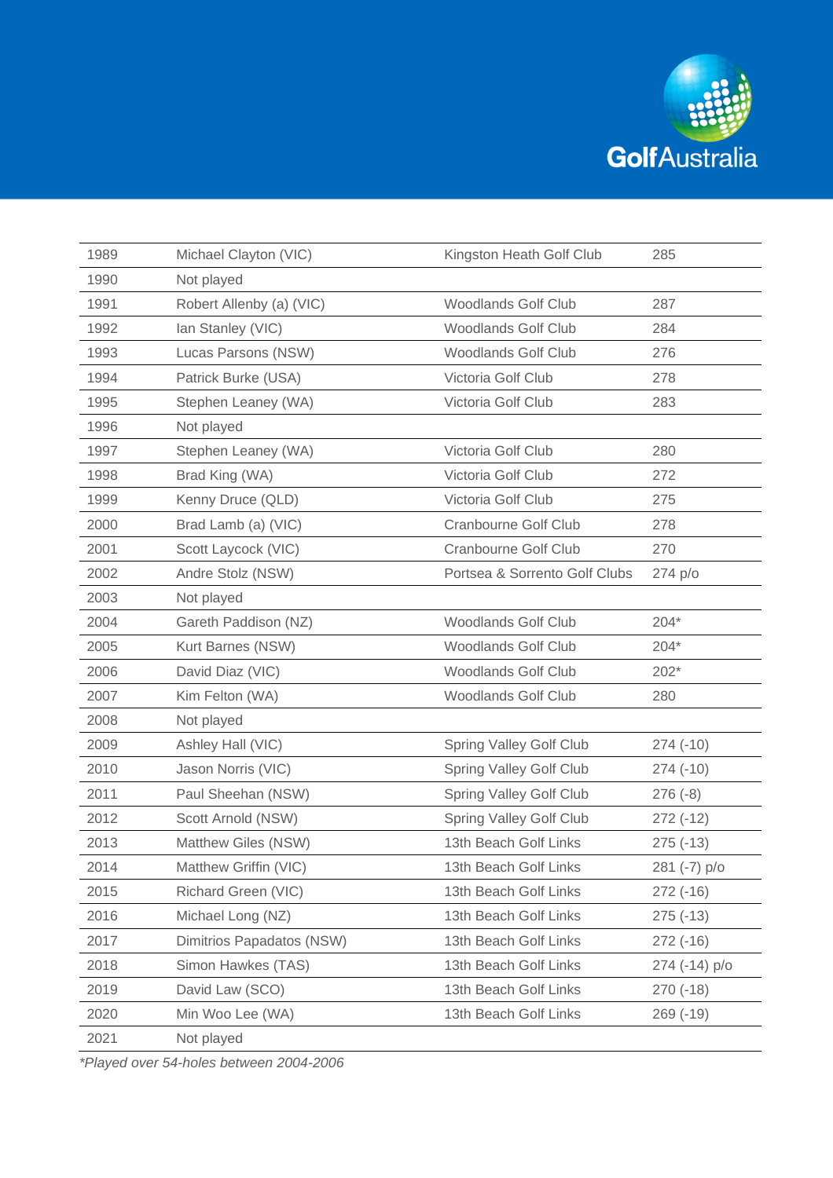| | | | |
|---|---|---|---|
| 1989 | Michael Clayton (VIC) | Kingston Heath Golf Club | 285 |
| 1990 | Not played | | |
| 1991 | Robert Allenby (a) (VIC) | Woodlands Golf Club | 287 |
| 1992 | Ian Stanley (VIC) | Woodlands Golf Club | 284 |
| 1993 | Lucas Parsons (NSW) | Woodlands Golf Club | 276 |
| 1994 | Patrick Burke (USA) | Victoria Golf Club | 278 |
| 1995 | Stephen Leaney (WA) | Victoria Golf Club | 283 |
| 1996 | Not played | | |
| 1997 | Stephen Leaney (WA) | Victoria Golf Club | 280 |
| 1998 | Brad King (WA) | Victoria Golf Club | 272 |
| 1999 | Kenny Druce (QLD) | Victoria Golf Club | 275 |
| 2000 | Brad Lamb (a) (VIC) | Cranbourne Golf Club | 278 |
| 2001 | Scott Laycock (VIC) | Cranbourne Golf Club | 270 |
| 2002 | Andre Stolz (NSW) | Portsea & Sorrento Golf Clubs | 274 p/o |
| 2003 | Not played | | |
| 2004 | Gareth Paddison (NZ) | Woodlands Golf Club | 204* |
| 2005 | Kurt Barnes (NSW) | Woodlands Golf Club | 204* |
| 2006 | David Diaz (VIC) | Woodlands Golf Club | 202* |
| 2007 | Kim Felton (WA) | Woodlands Golf Club | 280 |
| 2008 | Not played | | |
| 2009 | Ashley Hall (VIC) | Spring Valley Golf Club | 274 (-10) |
| 2010 | Jason Norris (VIC) | Spring Valley Golf Club | 274 (-10) |
| 2011 | Paul Sheehan (NSW) | Spring Valley Golf Club | 276 (-8) |
| 2012 | Scott Arnold (NSW) | Spring Valley Golf Club | 272 (-12) |
| 2013 | Matthew Giles (NSW) | 13th Beach Golf Links | 275 (-13) |
| 2014 | Matthew Griffin (VIC) | 13th Beach Golf Links | 281 (-7) p/o |
| 2015 | Richard Green (VIC) | 13th Beach Golf Links | 272 (-16) |
| 2016 | Michael Long (NZ) | 13th Beach Golf Links | 275 (-13) |
| 2017 | Dimitrios Papadatos (NSW) | 13th Beach Golf Links | 272 (-16) |
| 2018 | Simon Hawkes (TAS) | 13th Beach Golf Links | 274 (-14) p/o |
| 2019 | David Law (SCO) | 13th Beach Golf Links | 270 (-18) |
| 2020 | Min Woo Lee (WA) | 13th Beach Golf Links | 269 (-19) |
| 2021 | Not played | | |

*\*Played over 54-holes between 2004-2006*